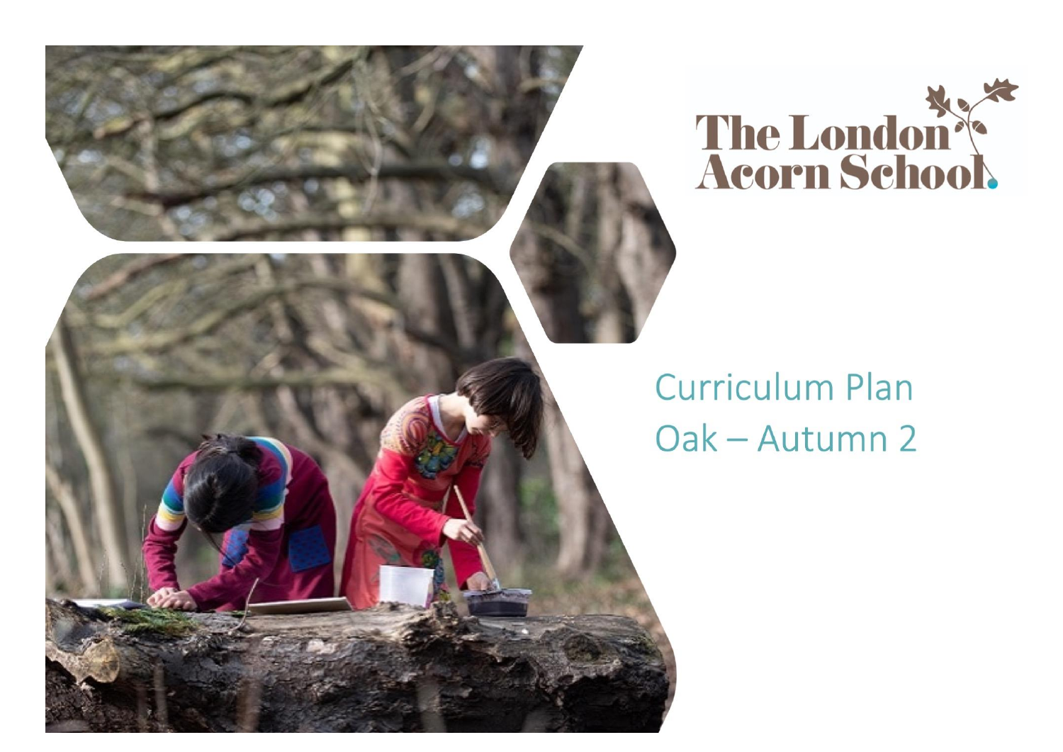The London Acorn School

# Curriculum Plan

## Oak – Autumn 2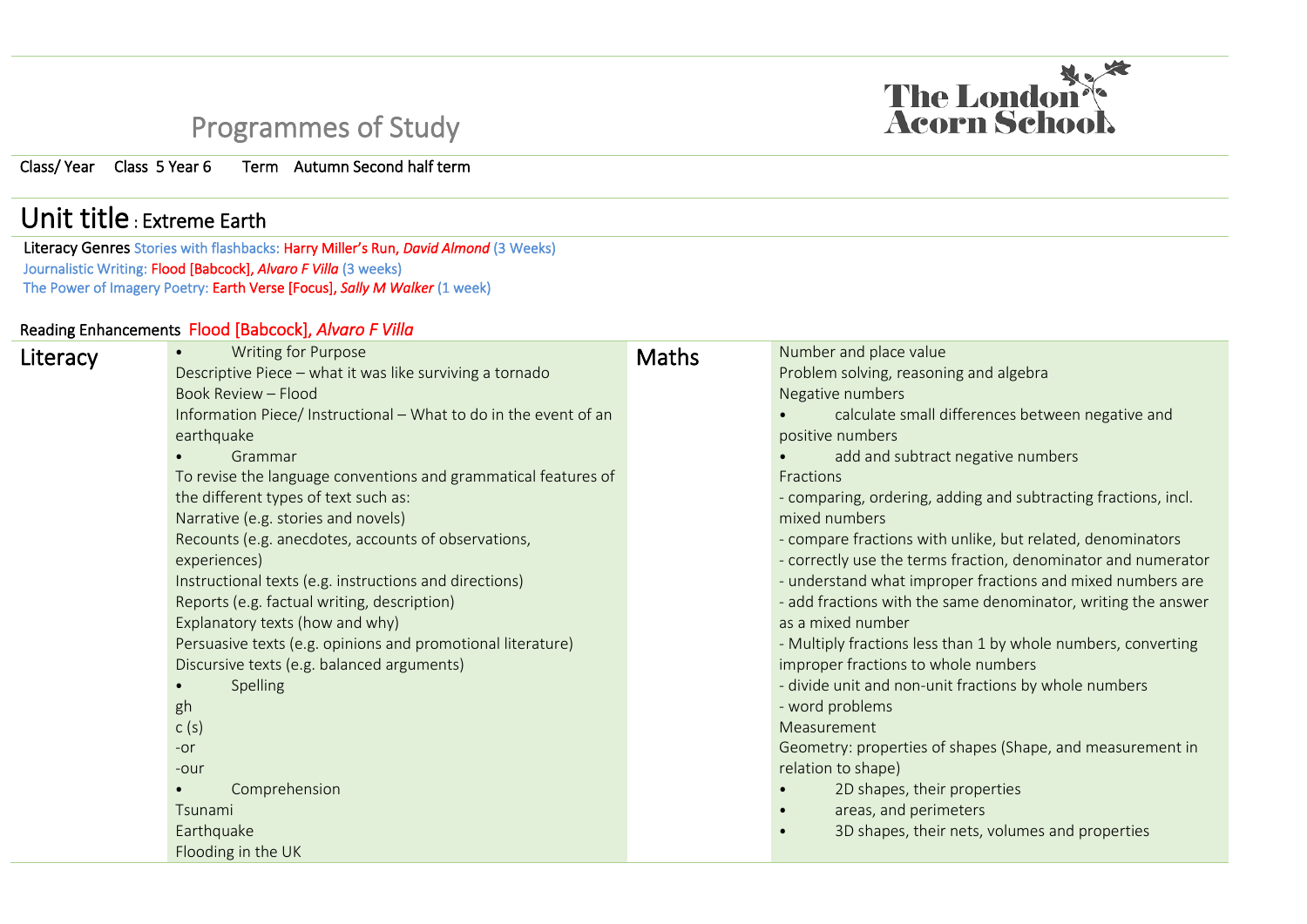# Programmes of Study

The London Acorn School

Class/ Year Class 5 Year 6 Term Autumn Second half term

## Unit title : Extreme Earth

Literacy Genres Stories with flashbacks: Harry Miller's Run, *David Almond* (3 Weeks)
Journalistic Writing: Flood [Babcock], *Alvaro F Villa* (3 weeks)
The Power of Imagery Poetry: Earth Verse [Focus], *Sally M Walker* (1 week)

Reading Enhancements Flood [Babcock], *Alvaro F Villa*

| Literacy | | Maths | |
|---|---|---|---|
| | • Writing for Purpose<br>Descriptive Piece – what it was like surviving a tornado<br>Book Review – Flood<br>Information Piece/ Instructional – What to do in the event of an earthquake<br>• Grammar<br>To revise the language conventions and grammatical features of the different types of text such as:<br>Narrative (e.g. stories and novels)<br>Recounts (e.g. anecdotes, accounts of observations, experiences)<br>Instructional texts (e.g. instructions and directions)<br>Reports (e.g. factual writing, description)<br>Explanatory texts (how and why)<br>Persuasive texts (e.g. opinions and promotional literature)<br>Discursive texts (e.g. balanced arguments)<br>• Spelling<br>gh<br>c (s)<br>-or<br>-our<br>• Comprehension<br>Tsunami<br>Earthquake<br>Flooding in the UK | | Number and place value<br>Problem solving, reasoning and algebra<br>Negative numbers<br>• calculate small differences between negative and positive numbers<br>• add and subtract negative numbers<br>Fractions<br>- comparing, ordering, adding and subtracting fractions, incl. mixed numbers<br>- compare fractions with unlike, but related, denominators<br>- correctly use the terms fraction, denominator and numerator<br>- understand what improper fractions and mixed numbers are<br>- add fractions with the same denominator, writing the answer as a mixed number<br>- Multiply fractions less than 1 by whole numbers, converting improper fractions to whole numbers<br>- divide unit and non-unit fractions by whole numbers<br>- word problems<br>Measurement<br>Geometry: properties of shapes (Shape, and measurement in relation to shape)<br>• 2D shapes, their properties<br>• areas, and perimeters<br>• 3D shapes, their nets, volumes and properties |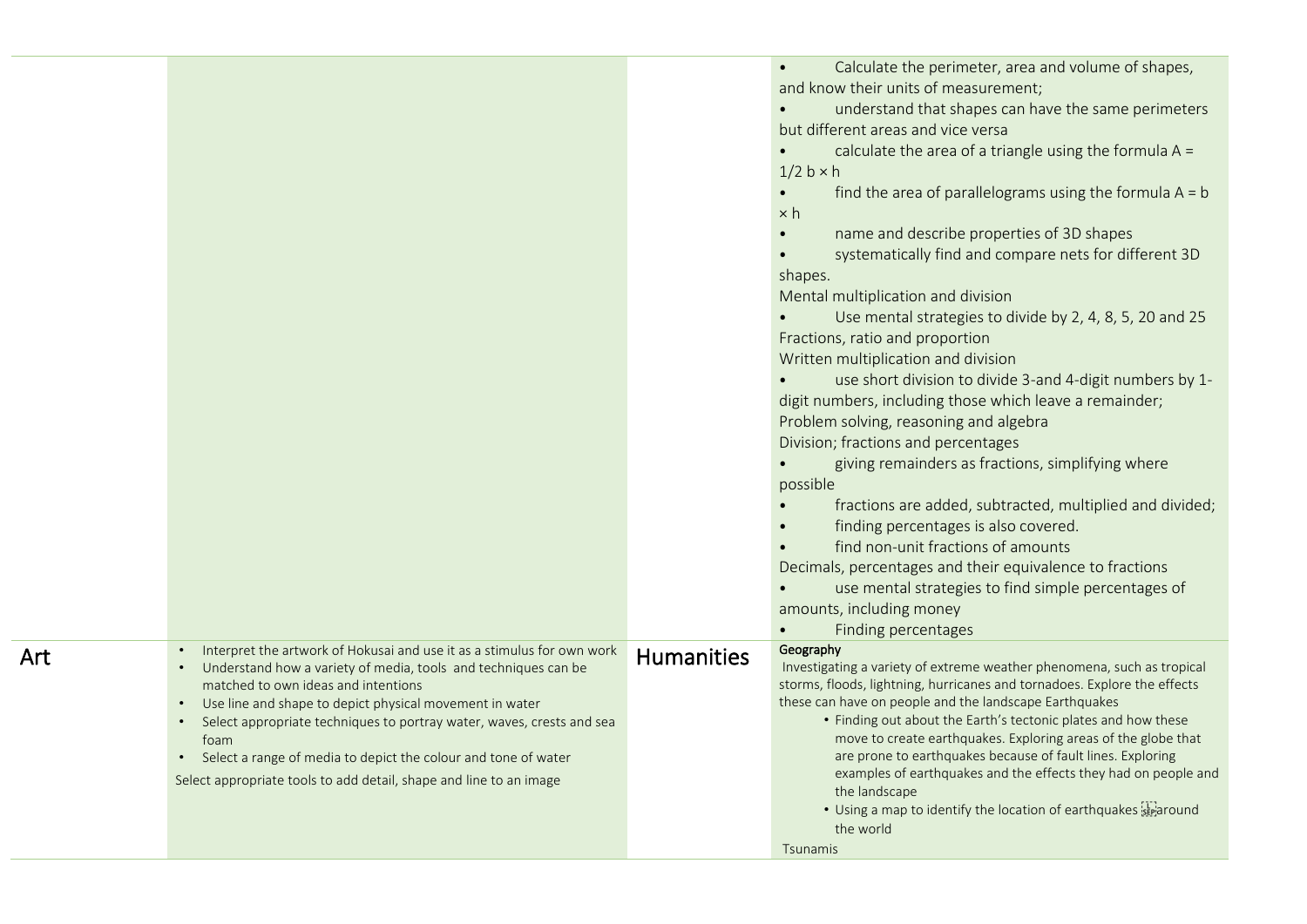| | | | |
|---|---|---|---|
| | | | • Calculate the perimeter, area and volume of shapes, and know their units of measurement;<br>• understand that shapes can have the same perimeters but different areas and vice versa<br>• calculate the area of a triangle using the formula $A = 1/2\ b \times h$<br>• find the area of parallelograms using the formula $A = b \times h$<br>• name and describe properties of 3D shapes<br>• systematically find and compare nets for different 3D shapes.<br>Mental multiplication and division<br>• Use mental strategies to divide by 2, 4, 8, 5, 20 and 25<br>Fractions, ratio and proportion<br>Written multiplication and division<br>• use short division to divide 3-and 4-digit numbers by 1-digit numbers, including those which leave a remainder;<br>Problem solving, reasoning and algebra<br>Division; fractions and percentages<br>• giving remainders as fractions, simplifying where possible<br>• fractions are added, subtracted, multiplied and divided;<br>• finding percentages is also covered.<br>• find non-unit fractions of amounts<br>Decimals, percentages and their equivalence to fractions<br>• use mental strategies to find simple percentages of amounts, including money<br>• Finding percentages |
| Art | • Interpret the artwork of Hokusai and use it as a stimulus for own work<br>• Understand how a variety of media, tools and techniques can be matched to own ideas and intentions<br>• Use line and shape to depict physical movement in water<br>• Select appropriate techniques to portray water, waves, crests and sea foam<br>• Select a range of media to depict the colour and tone of water<br>Select appropriate tools to add detail, shape and line to an image | Humanities | **Geography**<br>Investigating a variety of extreme weather phenomena, such as tropical storms, floods, lightning, hurricanes and tornadoes. Explore the effects these can have on people and the landscape Earthquakes<br>• Finding out about the Earth's tectonic plates and how these move to create earthquakes. Exploring areas of the globe that are prone to earthquakes because of fault lines. Exploring examples of earthquakes and the effects they had on people and the landscape<br>• Using a map to identify the location of earthquakes around the world<br>Tsunamis |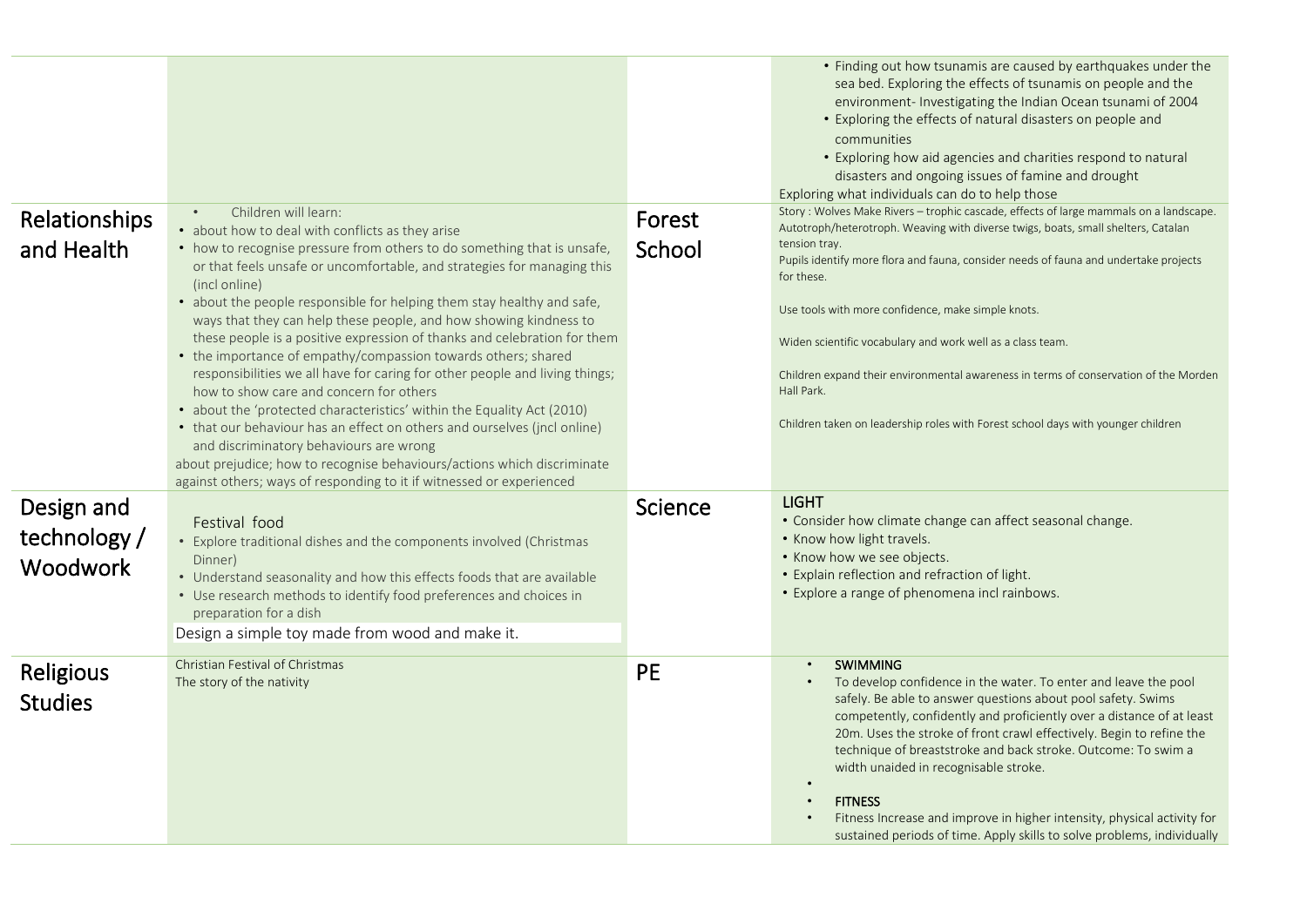| | | | |
|---|---|---|---|
| | | | • Finding out how tsunamis are caused by earthquakes under the sea bed. Exploring the effects of tsunamis on people and the environment- Investigating the Indian Ocean tsunami of 2004<br>• Exploring the effects of natural disasters on people and communities<br>• Exploring how aid agencies and charities respond to natural disasters and ongoing issues of famine and drought<br>Exploring what individuals can do to help those |
| Relationships and Health | • Children will learn:<br>• about how to deal with conflicts as they arise<br>• how to recognise pressure from others to do something that is unsafe, or that feels unsafe or uncomfortable, and strategies for managing this (incl online)<br>• about the people responsible for helping them stay healthy and safe, ways that they can help these people, and how showing kindness to these people is a positive expression of thanks and celebration for them<br>• the importance of empathy/compassion towards others; shared responsibilities we all have for caring for other people and living things; how to show care and concern for others<br>• about the 'protected characteristics' within the Equality Act (2010)<br>• that our behaviour has an effect on others and ourselves (jncl online) and discriminatory behaviours are wrong<br>about prejudice; how to recognise behaviours/actions which discriminate against others; ways of responding to it if witnessed or experienced | Forest School | Story : Wolves Make Rivers – trophic cascade, effects of large mammals on a landscape. Autotroph/heterotroph. Weaving with diverse twigs, boats, small shelters, Catalan tension tray.<br>Pupils identify more flora and fauna, consider needs of fauna and undertake projects for these.<br>Use tools with more confidence, make simple knots.<br>Widen scientific vocabulary and work well as a class team.<br>Children expand their environmental awareness in terms of conservation of the Morden Hall Park.<br>Children taken on leadership roles with Forest school days with younger children |
| Design and technology / Woodwork | Festival food<br>• Explore traditional dishes and the components involved (Christmas Dinner)<br>• Understand seasonality and how this effects foods that are available<br>• Use research methods to identify food preferences and choices in preparation for a dish<br>Design a simple toy made from wood and make it. | Science | **LIGHT**<br>• Consider how climate change can affect seasonal change.<br>• Know how light travels.<br>• Know how we see objects.<br>• Explain reflection and refraction of light.<br>• Explore a range of phenomena incl rainbows. |
| Religious Studies | Christian Festival of Christmas<br>The story of the nativity | PE | • **SWIMMING**<br>• To develop confidence in the water. To enter and leave the pool safely. Be able to answer questions about pool safety. Swims competently, confidently and proficiently over a distance of at least 20m. Uses the stroke of front crawl effectively. Begin to refine the technique of breaststroke and back stroke. Outcome: To swim a width unaided in recognisable stroke.<br>•<br>• **FITNESS**<br>• Fitness Increase and improve in higher intensity, physical activity for sustained periods of time. Apply skills to solve problems, individually |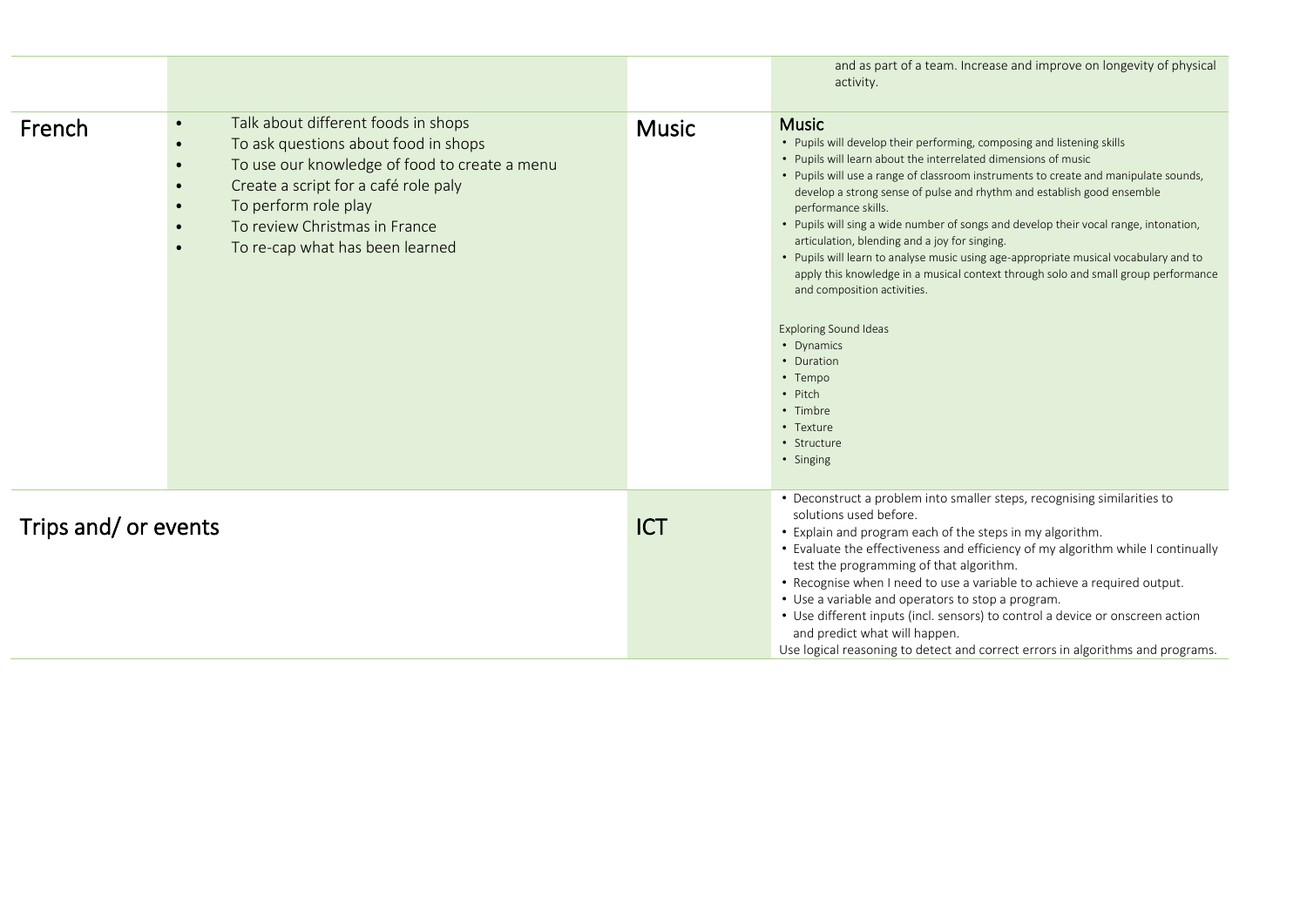| | | | |
|---|---|---|---|
| | | | and as part of a team. Increase and improve on longevity of physical activity. |
| French | • Talk about different foods in shops<br>• To ask questions about food in shops<br>• To use our knowledge of food to create a menu<br>• Create a script for a café role paly<br>• To perform role play<br>• To review Christmas in France<br>• To re-cap what has been learned | Music | **Music**<br>• Pupils will develop their performing, composing and listening skills<br>• Pupils will learn about the interrelated dimensions of music<br>• Pupils will use a range of classroom instruments to create and manipulate sounds, develop a strong sense of pulse and rhythm and establish good ensemble performance skills.<br>• Pupils will sing a wide number of songs and develop their vocal range, intonation, articulation, blending and a joy for singing.<br>• Pupils will learn to analyse music using age-appropriate musical vocabulary and to apply this knowledge in a musical context through solo and small group performance and composition activities.<br><br>Exploring Sound Ideas<br>• Dynamics<br>• Duration<br>• Tempo<br>• Pitch<br>• Timbre<br>• Texture<br>• Structure<br>• Singing |
| Trips and/ or events | | ICT | • Deconstruct a problem into smaller steps, recognising similarities to solutions used before.<br>• Explain and program each of the steps in my algorithm.<br>• Evaluate the effectiveness and efficiency of my algorithm while I continually test the programming of that algorithm.<br>• Recognise when I need to use a variable to achieve a required output.<br>• Use a variable and operators to stop a program.<br>• Use different inputs (incl. sensors) to control a device or onscreen action and predict what will happen.<br>Use logical reasoning to detect and correct errors in algorithms and programs. |